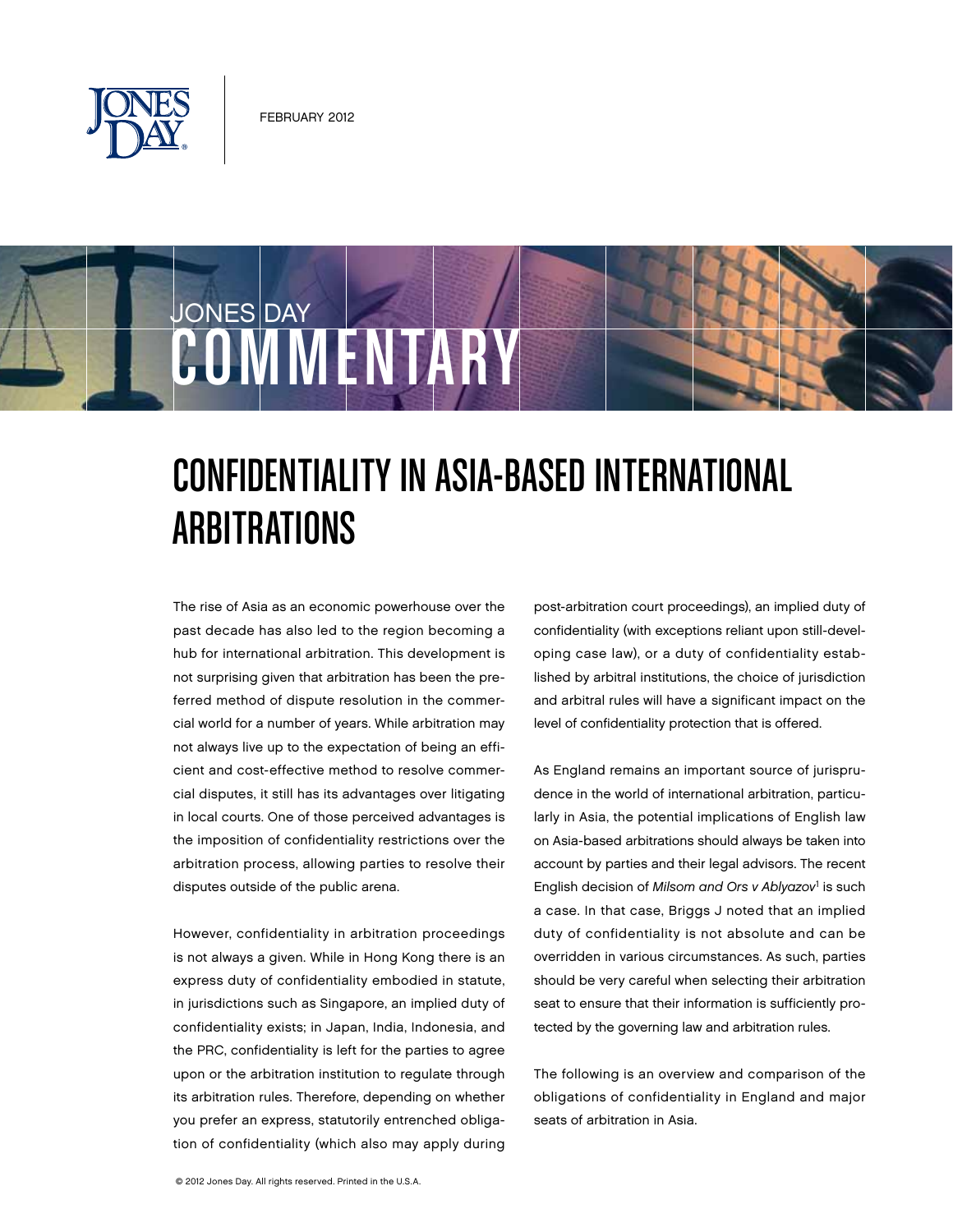FEBRUARY 2012

JONES DAY COMMENTARY

# CONFIDENTIALITY IN ASIA-BASED INTERNATIONAL ARBITRATIONS

The rise of Asia as an economic powerhouse over the past decade has also led to the region becoming a hub for international arbitration. This development is not surprising given that arbitration has been the preferred method of dispute resolution in the commercial world for a number of years. While arbitration may not always live up to the expectation of being an efficient and cost-effective method to resolve commercial disputes, it still has its advantages over litigating in local courts. One of those perceived advantages is the imposition of confidentiality restrictions over the arbitration process, allowing parties to resolve their disputes outside of the public arena.

However, confidentiality in arbitration proceedings is not always a given. While in Hong Kong there is an express duty of confidentiality embodied in statute, in jurisdictions such as Singapore, an implied duty of confidentiality exists; in Japan, India, Indonesia, and the PRC, confidentiality is left for the parties to agree upon or the arbitration institution to regulate through its arbitration rules. Therefore, depending on whether you prefer an express, statutorily entrenched obligation of confidentiality (which also may apply during post-arbitration court proceedings), an implied duty of confidentiality (with exceptions reliant upon still-developing case law), or a duty of confidentiality established by arbitral institutions, the choice of jurisdiction and arbitral rules will have a significant impact on the level of confidentiality protection that is offered.

As England remains an important source of jurisprudence in the world of international arbitration, particularly in Asia, the potential implications of English law on Asia-based arbitrations should always be taken into account by parties and their legal advisors. The recent English decision of *Milsom and Ors v Ablyazov*[1] is such a case. In that case, Briggs J noted that an implied duty of confidentiality is not absolute and can be overridden in various circumstances. As such, parties should be very careful when selecting their arbitration seat to ensure that their information is sufficiently protected by the governing law and arbitration rules.

The following is an overview and comparison of the obligations of confidentiality in England and major seats of arbitration in Asia.

© 2012 Jones Day. All rights reserved. Printed in the U.S.A.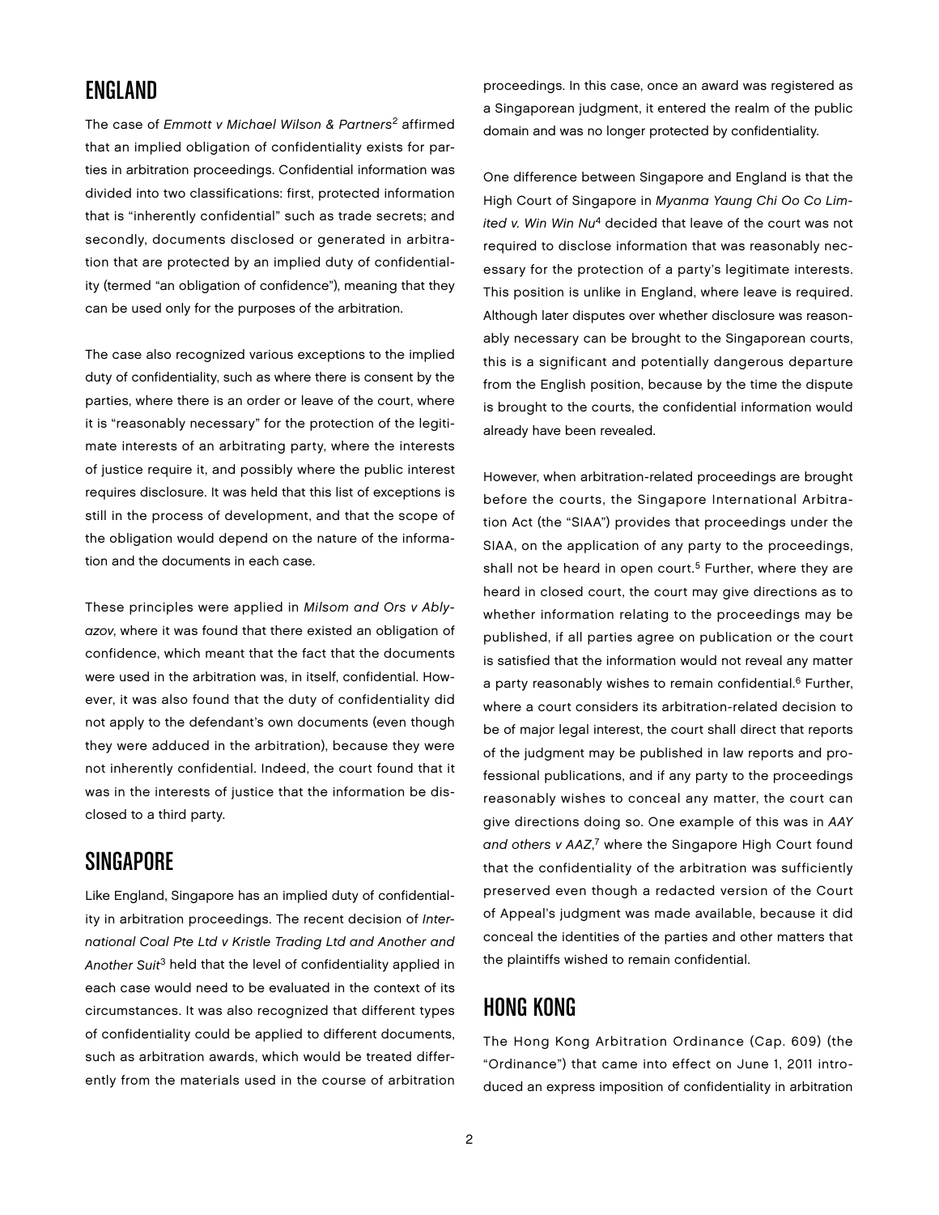## ENGLAND

The case of *Emmott v Michael Wilson & Partners*[2] affirmed that an implied obligation of confidentiality exists for parties in arbitration proceedings. Confidential information was divided into two classifications: first, protected information that is "inherently confidential" such as trade secrets; and secondly, documents disclosed or generated in arbitration that are protected by an implied duty of confidentiality (termed "an obligation of confidence"), meaning that they can be used only for the purposes of the arbitration.

The case also recognized various exceptions to the implied duty of confidentiality, such as where there is consent by the parties, where there is an order or leave of the court, where it is "reasonably necessary" for the protection of the legitimate interests of an arbitrating party, where the interests of justice require it, and possibly where the public interest requires disclosure. It was held that this list of exceptions is still in the process of development, and that the scope of the obligation would depend on the nature of the information and the documents in each case.

These principles were applied in *Milsom and Ors v Ablyazov*, where it was found that there existed an obligation of confidence, which meant that the fact that the documents were used in the arbitration was, in itself, confidential. However, it was also found that the duty of confidentiality did not apply to the defendant's own documents (even though they were adduced in the arbitration), because they were not inherently confidential. Indeed, the court found that it was in the interests of justice that the information be disclosed to a third party.

## SINGAPORE

Like England, Singapore has an implied duty of confidentiality in arbitration proceedings. The recent decision of *International Coal Pte Ltd v Kristle Trading Ltd and Another and Another Suit*[3] held that the level of confidentiality applied in each case would need to be evaluated in the context of its circumstances. It was also recognized that different types of confidentiality could be applied to different documents, such as arbitration awards, which would be treated differently from the materials used in the course of arbitration proceedings. In this case, once an award was registered as a Singaporean judgment, it entered the realm of the public domain and was no longer protected by confidentiality.

One difference between Singapore and England is that the High Court of Singapore in *Myanma Yaung Chi Oo Co Limited v. Win Win Nu*[4] decided that leave of the court was not required to disclose information that was reasonably necessary for the protection of a party's legitimate interests. This position is unlike in England, where leave is required. Although later disputes over whether disclosure was reasonably necessary can be brought to the Singaporean courts, this is a significant and potentially dangerous departure from the English position, because by the time the dispute is brought to the courts, the confidential information would already have been revealed.

However, when arbitration-related proceedings are brought before the courts, the Singapore International Arbitration Act (the "SIAA") provides that proceedings under the SIAA, on the application of any party to the proceedings, shall not be heard in open court.[5] Further, where they are heard in closed court, the court may give directions as to whether information relating to the proceedings may be published, if all parties agree on publication or the court is satisfied that the information would not reveal any matter a party reasonably wishes to remain confidential.[6] Further, where a court considers its arbitration-related decision to be of major legal interest, the court shall direct that reports of the judgment may be published in law reports and professional publications, and if any party to the proceedings reasonably wishes to conceal any matter, the court can give directions doing so. One example of this was in *AAY and others v AAZ*,[7] where the Singapore High Court found that the confidentiality of the arbitration was sufficiently preserved even though a redacted version of the Court of Appeal's judgment was made available, because it did conceal the identities of the parties and other matters that the plaintiffs wished to remain confidential.

## HONG KONG

The Hong Kong Arbitration Ordinance (Cap. 609) (the "Ordinance") that came into effect on June 1, 2011 introduced an express imposition of confidentiality in arbitration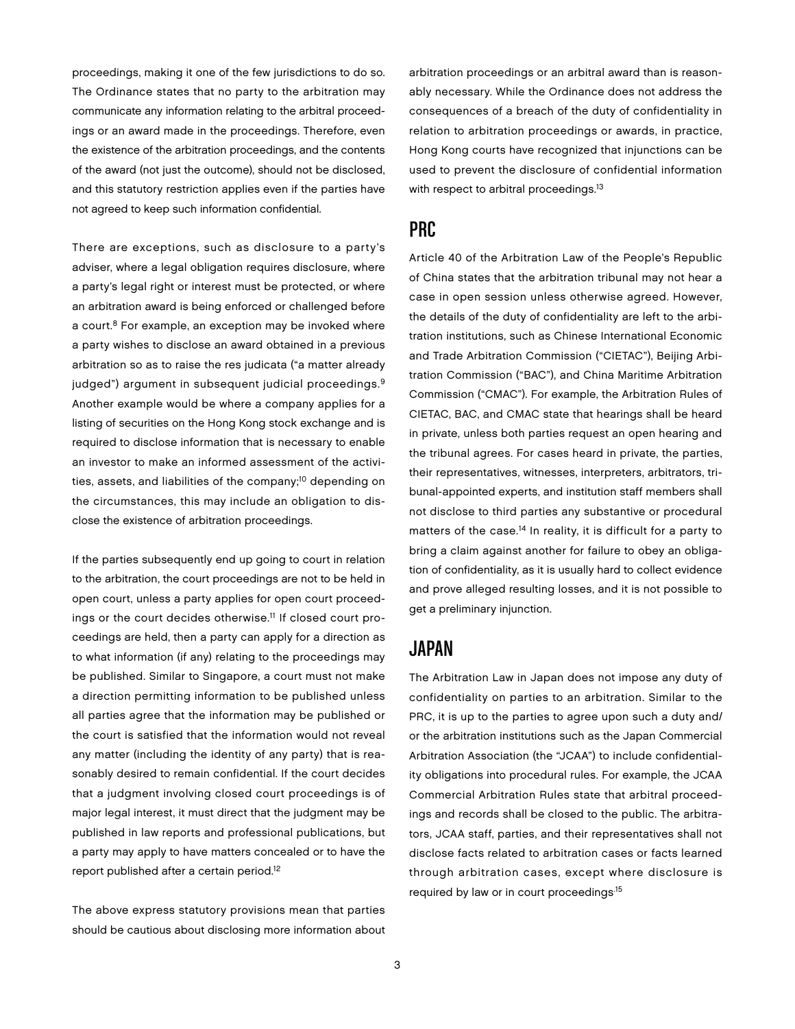proceedings, making it one of the few jurisdictions to do so. The Ordinance states that no party to the arbitration may communicate any information relating to the arbitral proceedings or an award made in the proceedings. Therefore, even the existence of the arbitration proceedings, and the contents of the award (not just the outcome), should not be disclosed, and this statutory restriction applies even if the parties have not agreed to keep such information confidential.

There are exceptions, such as disclosure to a party's adviser, where a legal obligation requires disclosure, where a party's legal right or interest must be protected, or where an arbitration award is being enforced or challenged before a court.[8] For example, an exception may be invoked where a party wishes to disclose an award obtained in a previous arbitration so as to raise the res judicata ("a matter already judged") argument in subsequent judicial proceedings.[9] Another example would be where a company applies for a listing of securities on the Hong Kong stock exchange and is required to disclose information that is necessary to enable an investor to make an informed assessment of the activities, assets, and liabilities of the company;[10] depending on the circumstances, this may include an obligation to disclose the existence of arbitration proceedings.

If the parties subsequently end up going to court in relation to the arbitration, the court proceedings are not to be held in open court, unless a party applies for open court proceedings or the court decides otherwise.[11] If closed court proceedings are held, then a party can apply for a direction as to what information (if any) relating to the proceedings may be published. Similar to Singapore, a court must not make a direction permitting information to be published unless all parties agree that the information may be published or the court is satisfied that the information would not reveal any matter (including the identity of any party) that is reasonably desired to remain confidential. If the court decides that a judgment involving closed court proceedings is of major legal interest, it must direct that the judgment may be published in law reports and professional publications, but a party may apply to have matters concealed or to have the report published after a certain period.[12]

The above express statutory provisions mean that parties should be cautious about disclosing more information about arbitration proceedings or an arbitral award than is reasonably necessary. While the Ordinance does not address the consequences of a breach of the duty of confidentiality in relation to arbitration proceedings or awards, in practice, Hong Kong courts have recognized that injunctions can be used to prevent the disclosure of confidential information with respect to arbitral proceedings.[13]

## PRC

Article 40 of the Arbitration Law of the People's Republic of China states that the arbitration tribunal may not hear a case in open session unless otherwise agreed. However, the details of the duty of confidentiality are left to the arbitration institutions, such as Chinese International Economic and Trade Arbitration Commission ("CIETAC"), Beijing Arbitration Commission ("BAC"), and China Maritime Arbitration Commission ("CMAC"). For example, the Arbitration Rules of CIETAC, BAC, and CMAC state that hearings shall be heard in private, unless both parties request an open hearing and the tribunal agrees. For cases heard in private, the parties, their representatives, witnesses, interpreters, arbitrators, tribunal-appointed experts, and institution staff members shall not disclose to third parties any substantive or procedural matters of the case.[14] In reality, it is difficult for a party to bring a claim against another for failure to obey an obligation of confidentiality, as it is usually hard to collect evidence and prove alleged resulting losses, and it is not possible to get a preliminary injunction.

## JAPAN

The Arbitration Law in Japan does not impose any duty of confidentiality on parties to an arbitration. Similar to the PRC, it is up to the parties to agree upon such a duty and/or the arbitration institutions such as the Japan Commercial Arbitration Association (the "JCAA") to include confidentiality obligations into procedural rules. For example, the JCAA Commercial Arbitration Rules state that arbitral proceedings and records shall be closed to the public. The arbitrators, JCAA staff, parties, and their representatives shall not disclose facts related to arbitration cases or facts learned through arbitration cases, except where disclosure is required by law or in court proceedings.[15]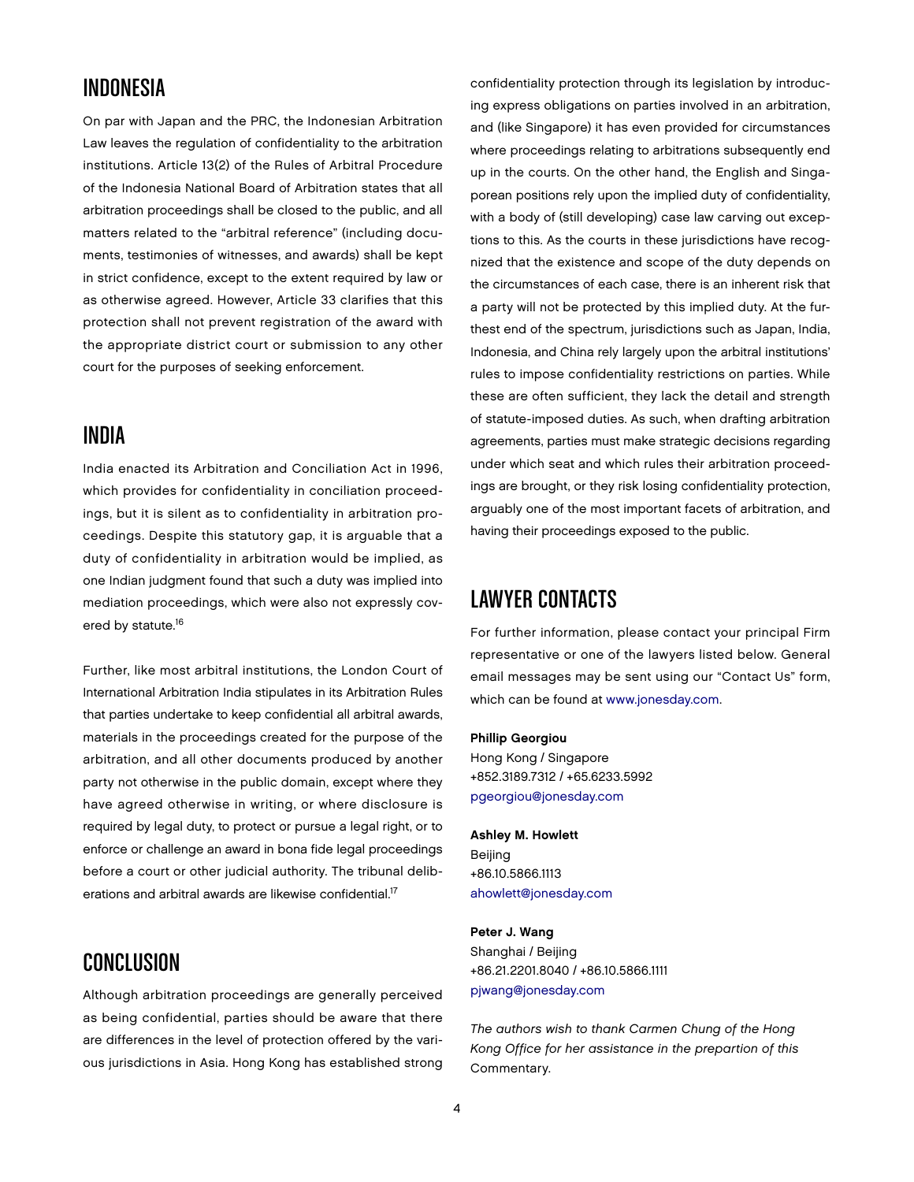## INDONESIA

On par with Japan and the PRC, the Indonesian Arbitration Law leaves the regulation of confidentiality to the arbitration institutions. Article 13(2) of the Rules of Arbitral Procedure of the Indonesia National Board of Arbitration states that all arbitration proceedings shall be closed to the public, and all matters related to the "arbitral reference" (including documents, testimonies of witnesses, and awards) shall be kept in strict confidence, except to the extent required by law or as otherwise agreed. However, Article 33 clarifies that this protection shall not prevent registration of the award with the appropriate district court or submission to any other court for the purposes of seeking enforcement.

## INDIA

India enacted its Arbitration and Conciliation Act in 1996, which provides for confidentiality in conciliation proceedings, but it is silent as to confidentiality in arbitration proceedings. Despite this statutory gap, it is arguable that a duty of confidentiality in arbitration would be implied, as one Indian judgment found that such a duty was implied into mediation proceedings, which were also not expressly covered by statute.[16]

Further, like most arbitral institutions, the London Court of International Arbitration India stipulates in its Arbitration Rules that parties undertake to keep confidential all arbitral awards, materials in the proceedings created for the purpose of the arbitration, and all other documents produced by another party not otherwise in the public domain, except where they have agreed otherwise in writing, or where disclosure is required by legal duty, to protect or pursue a legal right, or to enforce or challenge an award in bona fide legal proceedings before a court or other judicial authority. The tribunal deliberations and arbitral awards are likewise confidential.[17]

## CONCLUSION

Although arbitration proceedings are generally perceived as being confidential, parties should be aware that there are differences in the level of protection offered by the various jurisdictions in Asia. Hong Kong has established strong confidentiality protection through its legislation by introducing express obligations on parties involved in an arbitration, and (like Singapore) it has even provided for circumstances where proceedings relating to arbitrations subsequently end up in the courts. On the other hand, the English and Singaporean positions rely upon the implied duty of confidentiality, with a body of (still developing) case law carving out exceptions to this. As the courts in these jurisdictions have recognized that the existence and scope of the duty depends on the circumstances of each case, there is an inherent risk that a party will not be protected by this implied duty. At the furthest end of the spectrum, jurisdictions such as Japan, India, Indonesia, and China rely largely upon the arbitral institutions' rules to impose confidentiality restrictions on parties. While these are often sufficient, they lack the detail and strength of statute-imposed duties. As such, when drafting arbitration agreements, parties must make strategic decisions regarding under which seat and which rules their arbitration proceedings are brought, or they risk losing confidentiality protection, arguably one of the most important facets of arbitration, and having their proceedings exposed to the public.

## LAWYER CONTACTS

For further information, please contact your principal Firm representative or one of the lawyers listed below. General email messages may be sent using our "Contact Us" form, which can be found at www.jonesday.com.

**Phillip Georgiou**
Hong Kong / Singapore
+852.3189.7312 / +65.6233.5992
pgeorgiou@jonesday.com

**Ashley M. Howlett**
Beijing
+86.10.5866.1113
ahowlett@jonesday.com

**Peter J. Wang**
Shanghai / Beijing
+86.21.2201.8040 / +86.10.5866.1111
pjwang@jonesday.com

*The authors wish to thank Carmen Chung of the Hong Kong Office for her assistance in the prepartion of this* Commentary.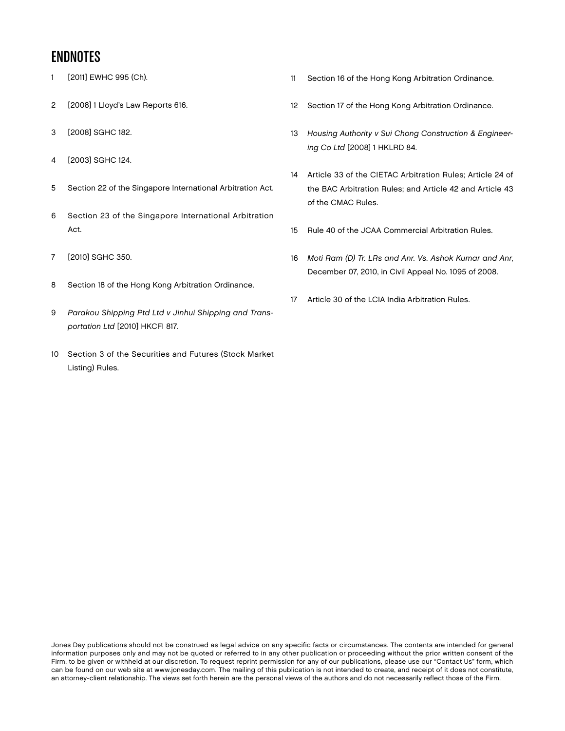## ENDNOTES

1 [2011] EWHC 995 (Ch).

2 [2008] 1 Lloyd's Law Reports 616.

3 [2008] SGHC 182.

4 [2003] SGHC 124.

5 Section 22 of the Singapore International Arbitration Act.

6 Section 23 of the Singapore International Arbitration Act.

7 [2010] SGHC 350.

8 Section 18 of the Hong Kong Arbitration Ordinance.

9 *Parakou Shipping Ptd Ltd v Jinhui Shipping and Transportation Ltd* [2010] HKCFI 817.

10 Section 3 of the Securities and Futures (Stock Market Listing) Rules.

11 Section 16 of the Hong Kong Arbitration Ordinance.

12 Section 17 of the Hong Kong Arbitration Ordinance.

13 *Housing Authority v Sui Chong Construction & Engineering Co Ltd* [2008] 1 HKLRD 84.

14 Article 33 of the CIETAC Arbitration Rules; Article 24 of the BAC Arbitration Rules; and Article 42 and Article 43 of the CMAC Rules.

15 Rule 40 of the JCAA Commercial Arbitration Rules.

16 *Moti Ram (D) Tr. LRs and Anr. Vs. Ashok Kumar and Anr*, December 07, 2010, in Civil Appeal No. 1095 of 2008.

17 Article 30 of the LCIA India Arbitration Rules.

Jones Day publications should not be construed as legal advice on any specific facts or circumstances. The contents are intended for general information purposes only and may not be quoted or referred to in any other publication or proceeding without the prior written consent of the Firm, to be given or withheld at our discretion. To request reprint permission for any of our publications, please use our "Contact Us" form, which can be found on our web site at www.jonesday.com. The mailing of this publication is not intended to create, and receipt of it does not constitute, an attorney-client relationship. The views set forth herein are the personal views of the authors and do not necessarily reflect those of the Firm.